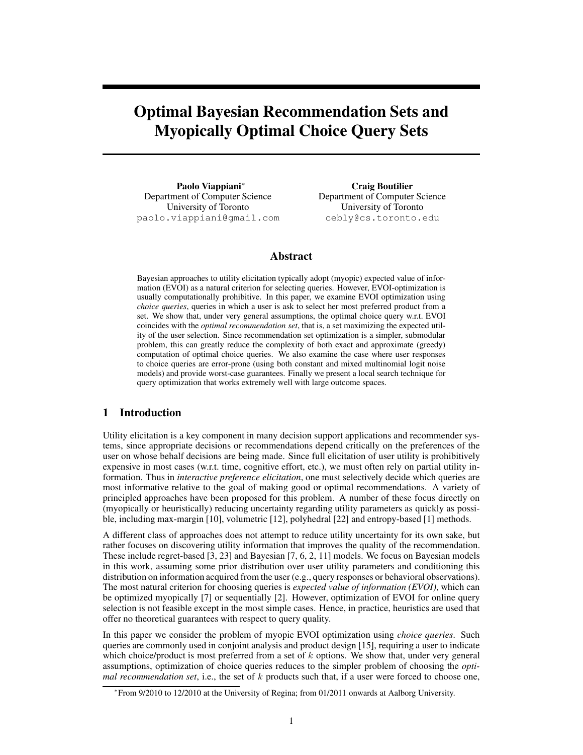# Optimal Bayesian Recommendation Sets and Myopically Optimal Choice Query Sets

**Paolo Viappiani***
Department of Computer Science
University of Toronto
paolo.viappiani@gmail.com

**Craig Boutilier**
Department of Computer Science
University of Toronto
cebly@cs.toronto.edu

## Abstract

Bayesian approaches to utility elicitation typically adopt (myopic) expected value of information (EVOI) as a natural criterion for selecting queries. However, EVOI-optimization is usually computationally prohibitive. In this paper, we examine EVOI optimization using *choice queries*, queries in which a user is ask to select her most preferred product from a set. We show that, under very general assumptions, the optimal choice query w.r.t. EVOI coincides with the *optimal recommendation set*, that is, a set maximizing the expected utility of the user selection. Since recommendation set optimization is a simpler, submodular problem, this can greatly reduce the complexity of both exact and approximate (greedy) computation of optimal choice queries. We also examine the case where user responses to choice queries are error-prone (using both constant and mixed multinomial logit noise models) and provide worst-case guarantees. Finally we present a local search technique for query optimization that works extremely well with large outcome spaces.

## 1 Introduction

Utility elicitation is a key component in many decision support applications and recommender systems, since appropriate decisions or recommendations depend critically on the preferences of the user on whose behalf decisions are being made. Since full elicitation of user utility is prohibitively expensive in most cases (w.r.t. time, cognitive effort, etc.), we must often rely on partial utility information. Thus in *interactive preference elicitation*, one must selectively decide which queries are most informative relative to the goal of making good or optimal recommendations. A variety of principled approaches have been proposed for this problem. A number of these focus directly on (myopically or heuristically) reducing uncertainty regarding utility parameters as quickly as possible, including max-margin [10], volumetric [12], polyhedral [22] and entropy-based [1] methods.

A different class of approaches does not attempt to reduce utility uncertainty for its own sake, but rather focuses on discovering utility information that improves the quality of the recommendation. These include regret-based [3, 23] and Bayesian [7, 6, 2, 11] models. We focus on Bayesian models in this work, assuming some prior distribution over user utility parameters and conditioning this distribution on information acquired from the user (e.g., query responses or behavioral observations). The most natural criterion for choosing queries is *expected value of information (EVOI)*, which can be optimized myopically [7] or sequentially [2]. However, optimization of EVOI for online query selection is not feasible except in the most simple cases. Hence, in practice, heuristics are used that offer no theoretical guarantees with respect to query quality.

In this paper we consider the problem of myopic EVOI optimization using *choice queries*. Such queries are commonly used in conjoint analysis and product design [15], requiring a user to indicate which choice/product is most preferred from a set of $k$ options. We show that, under very general assumptions, optimization of choice queries reduces to the simpler problem of choosing the *optimal recommendation set*, i.e., the set of $k$ products such that, if a user were forced to choose one,

*From 9/2010 to 12/2010 at the University of Regina; from 01/2011 onwards at Aalborg University.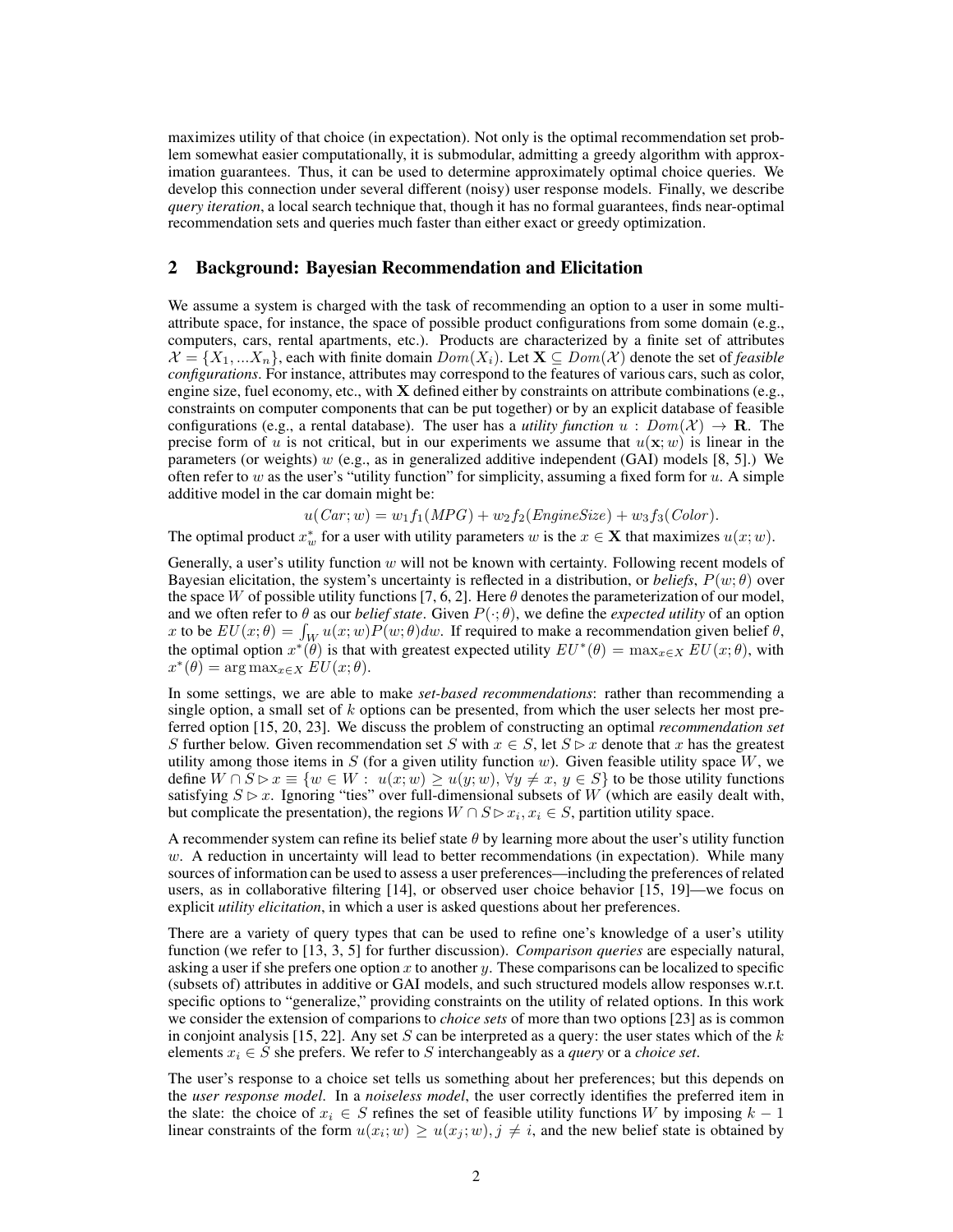maximizes utility of that choice (in expectation). Not only is the optimal recommendation set problem somewhat easier computationally, it is submodular, admitting a greedy algorithm with approximation guarantees. Thus, it can be used to determine approximately optimal choice queries. We develop this connection under several different (noisy) user response models. Finally, we describe *query iteration*, a local search technique that, though it has no formal guarantees, finds near-optimal recommendation sets and queries much faster than either exact or greedy optimization.

## 2 Background: Bayesian Recommendation and Elicitation

We assume a system is charged with the task of recommending an option to a user in some multi-attribute space, for instance, the space of possible product configurations from some domain (e.g., computers, cars, rental apartments, etc.). Products are characterized by a finite set of attributes $\mathcal{X} = \{X_1, ... X_n\}$, each with finite domain $Dom(X_i)$. Let $\mathbf{X} \subseteq Dom(\mathcal{X})$ denote the set of *feasible configurations*. For instance, attributes may correspond to the features of various cars, such as color, engine size, fuel economy, etc., with $\mathbf{X}$ defined either by constraints on attribute combinations (e.g., constraints on computer components that can be put together) or by an explicit database of feasible configurations (e.g., a rental database). The user has a *utility function* $u : Dom(\mathcal{X}) \rightarrow \mathbf{R}$. The precise form of $u$ is not critical, but in our experiments we assume that $u(\mathbf{x}; w)$ is linear in the parameters (or weights) $w$ (e.g., as in generalized additive independent (GAI) models [8, 5].) We often refer to $w$ as the user's "utility function" for simplicity, assuming a fixed form for $u$. A simple additive model in the car domain might be:

$$u(Car; w) = w_1 f_1(MPG) + w_2 f_2(EngineSize) + w_3 f_3(Color).$$

The optimal product $x^*_w$ for a user with utility parameters $w$ is the $x \in \mathbf{X}$ that maximizes $u(x; w)$.

Generally, a user's utility function $w$ will not be known with certainty. Following recent models of Bayesian elicitation, the system's uncertainty is reflected in a distribution, or *beliefs*, $P(w; \theta)$ over the space $W$ of possible utility functions [7, 6, 2]. Here $\theta$ denotes the parameterization of our model, and we often refer to $\theta$ as our *belief state*. Given $P(\cdot; \theta)$, we define the *expected utility* of an option $x$ to be $EU(x; \theta) = \int_W u(x; w) P(w; \theta) dw$. If required to make a recommendation given belief $\theta$, the optimal option $x^*(\theta)$ is that with greatest expected utility $EU^*(\theta) = \max_{x \in X} EU(x; \theta)$, with $x^*(\theta) = \arg\max_{x \in X} EU(x; \theta)$.

In some settings, we are able to make *set-based recommendations*: rather than recommending a single option, a small set of $k$ options can be presented, from which the user selects her most preferred option [15, 20, 23]. We discuss the problem of constructing an optimal *recommendation set* $S$ further below. Given recommendation set $S$ with $x \in S$, let $S \triangleright x$ denote that $x$ has the greatest utility among those items in $S$ (for a given utility function $w$). Given feasible utility space $W$, we define $W \cap S \triangleright x \equiv \{w \in W : \; u(x; w) \geq u(y; w), \; \forall y \neq x, \; y \in S\}$ to be those utility functions satisfying $S \triangleright x$. Ignoring "ties" over full-dimensional subsets of $W$ (which are easily dealt with, but complicate the presentation), the regions $W \cap S \triangleright x_i, x_i \in S$, partition utility space.

A recommender system can refine its belief state $\theta$ by learning more about the user's utility function $w$. A reduction in uncertainty will lead to better recommendations (in expectation). While many sources of information can be used to assess a user preferences—including the preferences of related users, as in collaborative filtering [14], or observed user choice behavior [15, 19]—we focus on explicit *utility elicitation*, in which a user is asked questions about her preferences.

There are a variety of query types that can be used to refine one's knowledge of a user's utility function (we refer to [13, 3, 5] for further discussion). *Comparison queries* are especially natural, asking a user if she prefers one option $x$ to another $y$. These comparisons can be localized to specific (subsets of) attributes in additive or GAI models, and such structured models allow responses w.r.t. specific options to "generalize," providing constraints on the utility of related options. In this work we consider the extension of comparisons to *choice sets* of more than two options [23] as is common in conjoint analysis [15, 22]. Any set $S$ can be interpreted as a query: the user states which of the $k$ elements $x_i \in S$ she prefers. We refer to $S$ interchangeably as a *query* or a *choice set*.

The user's response to a choice set tells us something about her preferences; but this depends on the *user response model*. In a *noiseless model*, the user correctly identifies the preferred item in the slate: the choice of $x_i \in S$ refines the set of feasible utility functions $W$ by imposing $k-1$ linear constraints of the form $u(x_i; w) \geq u(x_j; w), j \neq i$, and the new belief state is obtained by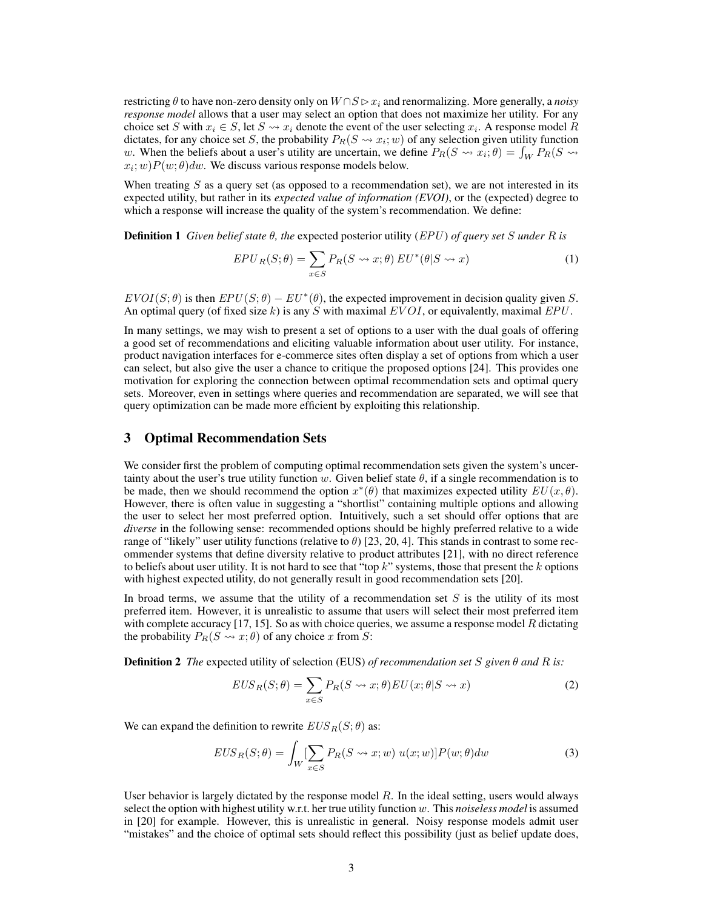restricting $\theta$ to have non-zero density only on $W \cap S \triangleright x_i$ and renormalizing. More generally, a *noisy response model* allows that a user may select an option that does not maximize her utility. For any choice set $S$ with $x_i \in S$, let $S \rightsquigarrow x_i$ denote the event of the user selecting $x_i$. A response model $R$ dictates, for any choice set $S$, the probability $P_R(S \rightsquigarrow x_i; w)$ of any selection given utility function $w$. When the beliefs about a user's utility are uncertain, we define $P_R(S \rightsquigarrow x_i; \theta) = \int_W P_R(S \rightsquigarrow x_i; w) P(w; \theta) dw$. We discuss various response models below.

When treating $S$ as a query set (as opposed to a recommendation set), we are not interested in its expected utility, but rather in its *expected value of information (EVOI)*, or the (expected) degree to which a response will increase the quality of the system's recommendation. We define:

**Definition 1** *Given belief state $\theta$, the* expected posterior utility ($EPU$) *of query set $S$ under $R$ is*

$$EPU_R(S; \theta) = \sum_{x \in S} P_R(S \rightsquigarrow x; \theta) \, EU^*(\theta | S \rightsquigarrow x) \tag{1}$$

$EVOI(S; \theta)$ is then $EPU(S; \theta) - EU^*(\theta)$, the expected improvement in decision quality given $S$. An optimal query (of fixed size $k$) is any $S$ with maximal $EVOI$, or equivalently, maximal $EPU$.

In many settings, we may wish to present a set of options to a user with the dual goals of offering a good set of recommendations and eliciting valuable information about user utility. For instance, product navigation interfaces for e-commerce sites often display a set of options from which a user can select, but also give the user a chance to critique the proposed options [24]. This provides one motivation for exploring the connection between optimal recommendation sets and optimal query sets. Moreover, even in settings where queries and recommendation are separated, we will see that query optimization can be made more efficient by exploiting this relationship.

## 3 Optimal Recommendation Sets

We consider first the problem of computing optimal recommendation sets given the system's uncertainty about the user's true utility function $w$. Given belief state $\theta$, if a single recommendation is to be made, then we should recommend the option $x^*(\theta)$ that maximizes expected utility $EU(x, \theta)$. However, there is often value in suggesting a "shortlist" containing multiple options and allowing the user to select her most preferred option. Intuitively, such a set should offer options that are *diverse* in the following sense: recommended options should be highly preferred relative to a wide range of "likely" user utility functions (relative to $\theta$) [23, 20, 4]. This stands in contrast to some recommender systems that define diversity relative to product attributes [21], with no direct reference to beliefs about user utility. It is not hard to see that "top $k$" systems, those that present the $k$ options with highest expected utility, do not generally result in good recommendation sets [20].

In broad terms, we assume that the utility of a recommendation set $S$ is the utility of its most preferred item. However, it is unrealistic to assume that users will select their most preferred item with complete accuracy [17, 15]. So as with choice queries, we assume a response model $R$ dictating the probability $P_R(S \rightsquigarrow x; \theta)$ of any choice $x$ from $S$:

**Definition 2** *The* expected utility of selection (EUS) *of recommendation set $S$ given $\theta$ and $R$ is:*

$$EUS_R(S; \theta) = \sum_{x \in S} P_R(S \rightsquigarrow x; \theta) EU(x; \theta | S \rightsquigarrow x) \tag{2}$$

We can expand the definition to rewrite $EUS_R(S; \theta)$ as:

$$EUS_R(S; \theta) = \int_W [\sum_{x \in S} P_R(S \rightsquigarrow x; w) \; u(x; w)] P(w; \theta) dw \tag{3}$$

User behavior is largely dictated by the response model $R$. In the ideal setting, users would always select the option with highest utility w.r.t. her true utility function $w$. This *noiseless model* is assumed in [20] for example. However, this is unrealistic in general. Noisy response models admit user "mistakes" and the choice of optimal sets should reflect this possibility (just as belief update does,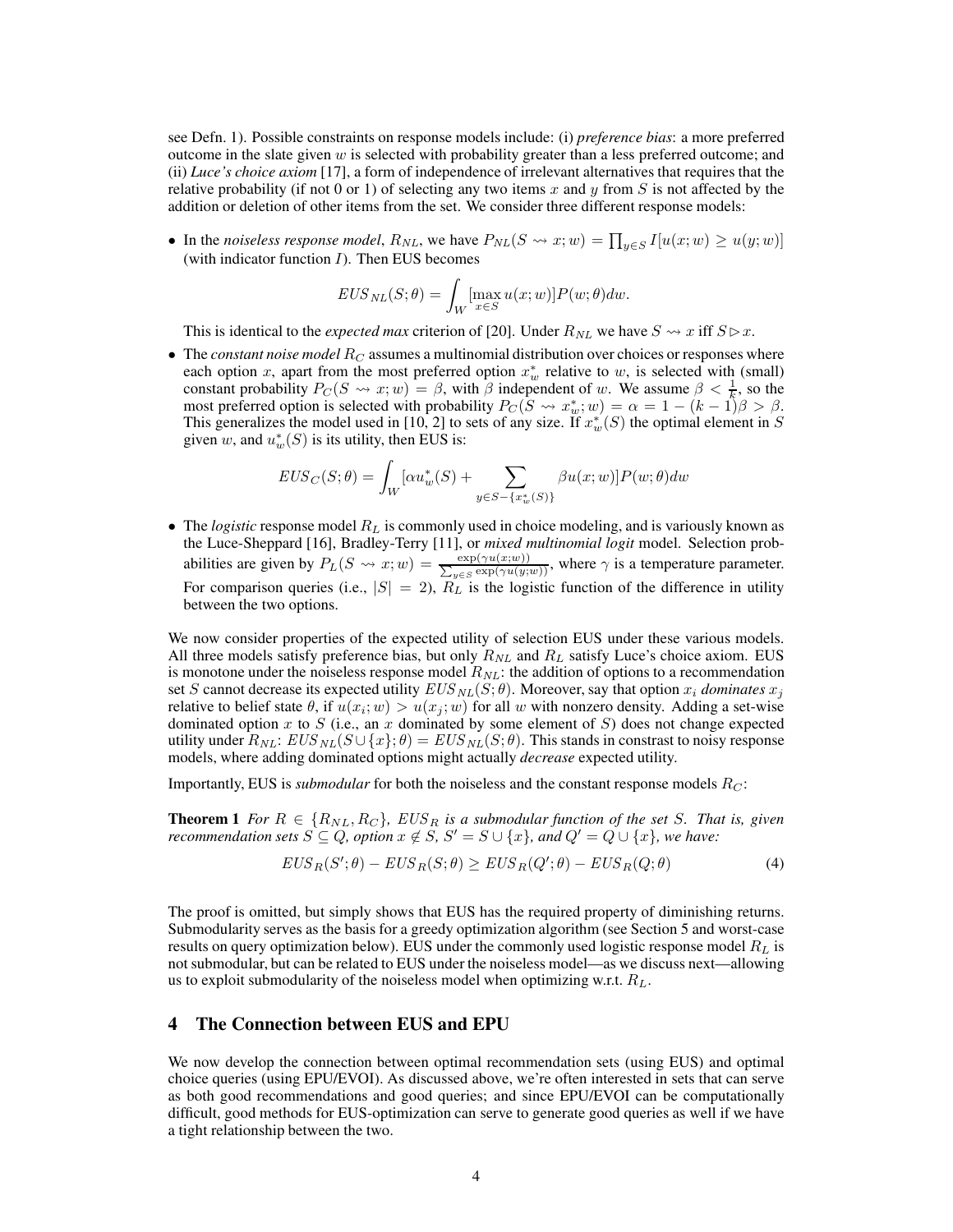see Defn. 1). Possible constraints on response models include: (i) *preference bias*: a more preferred outcome in the slate given $w$ is selected with probability greater than a less preferred outcome; and (ii) *Luce's choice axiom* [17], a form of independence of irrelevant alternatives that requires that the relative probability (if not 0 or 1) of selecting any two items $x$ and $y$ from $S$ is not affected by the addition or deletion of other items from the set. We consider three different response models:

- In the *noiseless response model*, $R_{NL}$, we have $P_{NL}(S \rightsquigarrow x; w) = \prod_{y \in S} I[u(x; w) \geq u(y; w)]$ (with indicator function $I$). Then EUS becomes

$$EUS_{NL}(S; \theta) = \int_W [\max_{x \in S} u(x; w)] P(w; \theta) dw.$$

  This is identical to the *expected max* criterion of [20]. Under $R_{NL}$ we have $S \rightsquigarrow x$ iff $S \triangleright x$.

- The *constant noise model* $R_C$ assumes a multinomial distribution over choices or responses where each option $x$, apart from the most preferred option $x^*_w$ relative to $w$, is selected with (small) constant probability $P_C(S \rightsquigarrow x; w) = \beta$, with $\beta$ independent of $w$. We assume $\beta < \frac{1}{k}$, so the most preferred option is selected with probability $P_C(S \rightsquigarrow x^*_w; w) = \alpha = 1 - (k-1)\beta > \beta$. This generalizes the model used in [10, 2] to sets of any size. If $x^*_w(S)$ the optimal element in $S$ given $w$, and $u^*_w(S)$ is its utility, then EUS is:

$$EUS_C(S; \theta) = \int_W [\alpha u^*_w(S) + \sum_{y \in S - \{x^*_w(S)\}} \beta u(x; w)] P(w; \theta) dw$$

- The *logistic* response model $R_L$ is commonly used in choice modeling, and is variously known as the Luce-Sheppard [16], Bradley-Terry [11], or *mixed multinomial logit* model. Selection probabilities are given by $P_L(S \rightsquigarrow x; w) = \frac{\exp(\gamma u(x;w))}{\sum_{y \in S} \exp(\gamma u(y;w))}$, where $\gamma$ is a temperature parameter. For comparison queries (i.e., $|S| = 2$), $R_L$ is the logistic function of the difference in utility between the two options.

We now consider properties of the expected utility of selection EUS under these various models. All three models satisfy preference bias, but only $R_{NL}$ and $R_L$ satisfy Luce's choice axiom. EUS is monotone under the noiseless response model $R_{NL}$: the addition of options to a recommendation set $S$ cannot decrease its expected utility $EUS_{NL}(S; \theta)$. Moreover, say that option $x_i$ *dominates* $x_j$ relative to belief state $\theta$, if $u(x_i; w) > u(x_j; w)$ for all $w$ with nonzero density. Adding a set-wise dominated option $x$ to $S$ (i.e., an $x$ dominated by some element of $S$) does not change expected utility under $R_{NL}$: $EUS_{NL}(S \cup \{x\}; \theta) = EUS_{NL}(S; \theta)$. This stands in constrast to noisy response models, where adding dominated options might actually *decrease* expected utility.

Importantly, EUS is *submodular* for both the noiseless and the constant response models $R_C$:

**Theorem 1** *For $R \in \{R_{NL}, R_C\}$, $EUS_R$ is a submodular function of the set $S$. That is, given recommendation sets $S \subseteq Q$, option $x \notin S$, $S' = S \cup \{x\}$, and $Q' = Q \cup \{x\}$, we have:*

$$EUS_R(S'; \theta) - EUS_R(S; \theta) \geq EUS_R(Q'; \theta) - EUS_R(Q; \theta) \tag{4}$$

The proof is omitted, but simply shows that EUS has the required property of diminishing returns. Submodularity serves as the basis for a greedy optimization algorithm (see Section 5 and worst-case results on query optimization below). EUS under the commonly used logistic response model $R_L$ is not submodular, but can be related to EUS under the noiseless model—as we discuss next—allowing us to exploit submodularity of the noiseless model when optimizing w.r.t. $R_L$.

## 4 The Connection between EUS and EPU

We now develop the connection between optimal recommendation sets (using EUS) and optimal choice queries (using EPU/EVOI). As discussed above, we're often interested in sets that can serve as both good recommendations and good queries; and since EPU/EVOI can be computationally difficult, good methods for EUS-optimization can serve to generate good queries as well if we have a tight relationship between the two.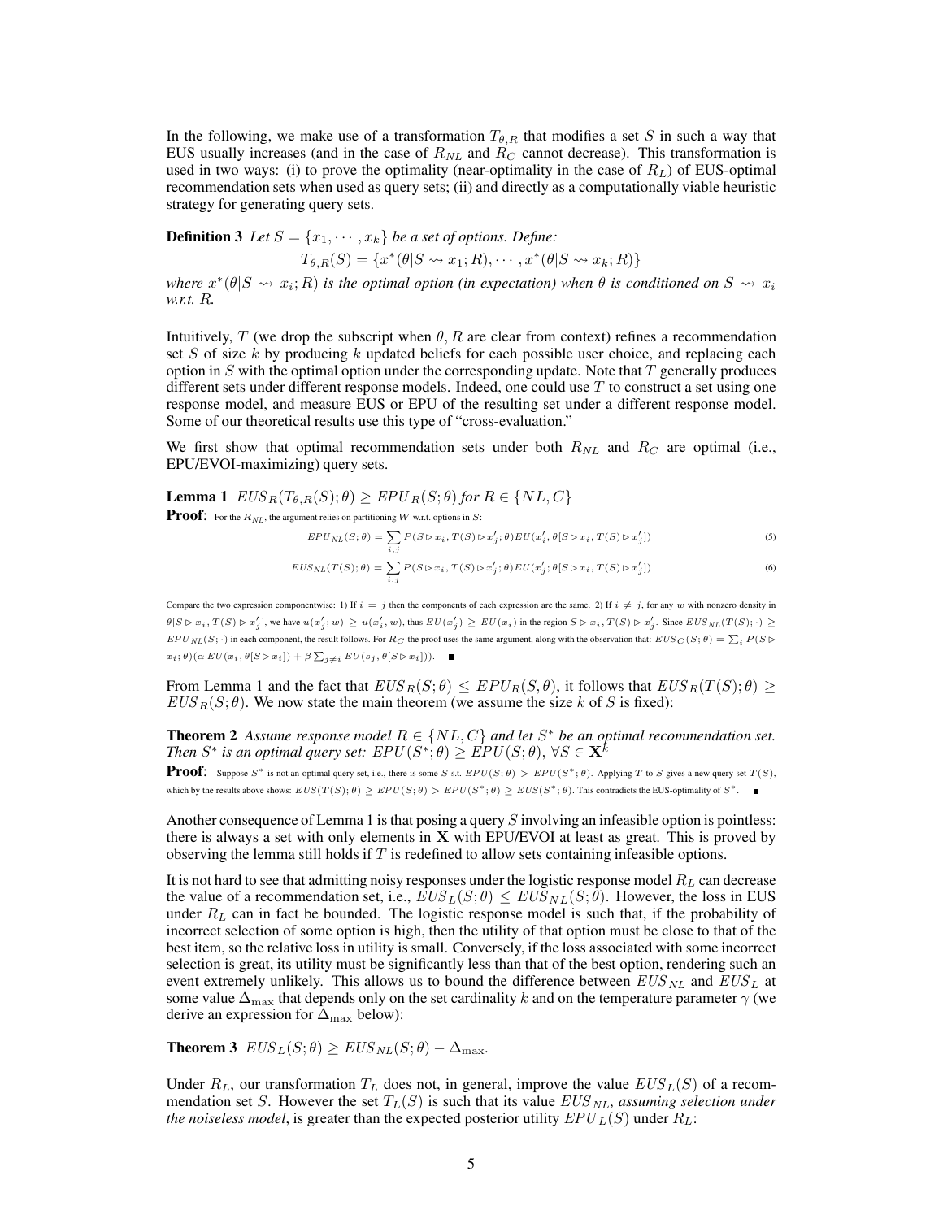In the following, we make use of a transformation $T_{\theta,R}$ that modifies a set $S$ in such a way that EUS usually increases (and in the case of $R_{NL}$ and $R_C$ cannot decrease). This transformation is used in two ways: (i) to prove the optimality (near-optimality in the case of $R_L$) of EUS-optimal recommendation sets when used as query sets; (ii) and directly as a computationally viable heuristic strategy for generating query sets.

**Definition 3** *Let $S = \{x_1, \cdots, x_k\}$ be a set of options. Define:*

$$T_{\theta,R}(S) = \{x^*(\theta|S \rightsquigarrow x_1; R), \cdots, x^*(\theta|S \rightsquigarrow x_k; R)\}$$

*where $x^*(\theta|S \rightsquigarrow x_i; R)$ is the optimal option (in expectation) when $\theta$ is conditioned on $S \rightsquigarrow x_i$ w.r.t. $R$.*

Intuitively, $T$ (we drop the subscript when $\theta, R$ are clear from context) refines a recommendation set $S$ of size $k$ by producing $k$ updated beliefs for each possible user choice, and replacing each option in $S$ with the optimal option under the corresponding update. Note that $T$ generally produces different sets under different response models. Indeed, one could use $T$ to construct a set using one response model, and measure EUS or EPU of the resulting set under a different response model. Some of our theoretical results use this type of "cross-evaluation."

We first show that optimal recommendation sets under both $R_{NL}$ and $R_C$ are optimal (i.e., EPU/EVOI-maximizing) query sets.

**Lemma 1** $EUS_R(T_{\theta,R}(S); \theta) \geq EPU_R(S; \theta)$ *for* $R \in \{NL, C\}$

**Proof**: For the $R_{NL}$, the argument relies on partitioning $W$ w.r.t. options in $S$:

$$EPU_{NL}(S; \theta) = \sum_{i,j} P(S \triangleright x_i, T(S) \triangleright x'_j; \theta) EU(x'_i, \theta[S \triangleright x_i, T(S) \triangleright x'_j]) \tag{5}$$

$$EUS_{NL}(T(S); \theta) = \sum_{i,j} P(S \triangleright x_i, T(S) \triangleright x'_j; \theta) EU(x'_j; \theta[S \triangleright x_i, T(S) \triangleright x'_j]) \tag{6}$$

Compare the two expression componentwise: 1) If $i = j$ then the components of each expression are the same. 2) If $i \neq j$, for any $w$ with nonzero density in $\theta[S \triangleright x_i, T(S) \triangleright x'_j]$, we have $u(x'_j; w) \geq u(x'_i, w)$, thus $EU(x'_j) \geq EU(x_i)$ in the region $S \triangleright x_i, T(S) \triangleright x'_j$. Since $EUS_{NL}(T(S); \cdot) \geq EPU_{NL}(S; \cdot)$ in each component, the result follows. For $R_C$ the proof uses the same argument, along with the observation that: $EUS_C(S; \theta) = \sum_i P(S \triangleright x_i; \theta)(\alpha\, EU(x_i, \theta[S \triangleright x_i]) + \beta \sum_{j \neq i} EU(s_j, \theta[S \triangleright x_i]))$. ■

From Lemma 1 and the fact that $EUS_R(S; \theta) \leq EPU_R(S, \theta)$, it follows that $EUS_R(T(S); \theta) \geq EUS_R(S; \theta)$. We now state the main theorem (we assume the size $k$ of $S$ is fixed):

**Theorem 2** *Assume response model $R \in \{NL, C\}$ and let $S^*$ be an optimal recommendation set. Then $S^*$ is an optimal query set: $EPU(S^*; \theta) \geq EPU(S; \theta), \forall S \in \mathbf{X}^k$*

**Proof**: Suppose $S^*$ is not an optimal query set, i.e., there is some $S$ s.t. $EPU(S; \theta) > EPU(S^*; \theta)$. Applying $T$ to $S$ gives a new query set $T(S)$, which by the results above shows: $EUS(T(S); \theta) \geq EPU(S; \theta) > EPU(S^*; \theta) \geq EUS(S^*; \theta)$. This contradicts the EUS-optimality of $S^*$. ■

Another consequence of Lemma 1 is that posing a query $S$ involving an infeasible option is pointless: there is always a set with only elements in $\mathbf{X}$ with EPU/EVOI at least as great. This is proved by observing the lemma still holds if $T$ is redefined to allow sets containing infeasible options.

It is not hard to see that admitting noisy responses under the logistic response model $R_L$ can decrease the value of a recommendation set, i.e., $EUS_L(S; \theta) \leq EUS_{NL}(S; \theta)$. However, the loss in EUS under $R_L$ can in fact be bounded. The logistic response model is such that, if the probability of incorrect selection of some option is high, then the utility of that option must be close to that of the best item, so the relative loss in utility is small. Conversely, if the loss associated with some incorrect selection is great, its utility must be significantly less than that of the best option, rendering such an event extremely unlikely. This allows us to bound the difference between $EUS_{NL}$ and $EUS_L$ at some value $\Delta_{\max}$ that depends only on the set cardinality $k$ and on the temperature parameter $\gamma$ (we derive an expression for $\Delta_{\max}$ below):

**Theorem 3** $EUS_L(S; \theta) \geq EUS_{NL}(S; \theta) - \Delta_{\max}$.

Under $R_L$, our transformation $T_L$ does not, in general, improve the value $EUS_L(S)$ of a recommendation set $S$. However the set $T_L(S)$ is such that its value $EUS_{NL}$, *assuming selection under the noiseless model*, is greater than the expected posterior utility $EPU_L(S)$ under $R_L$: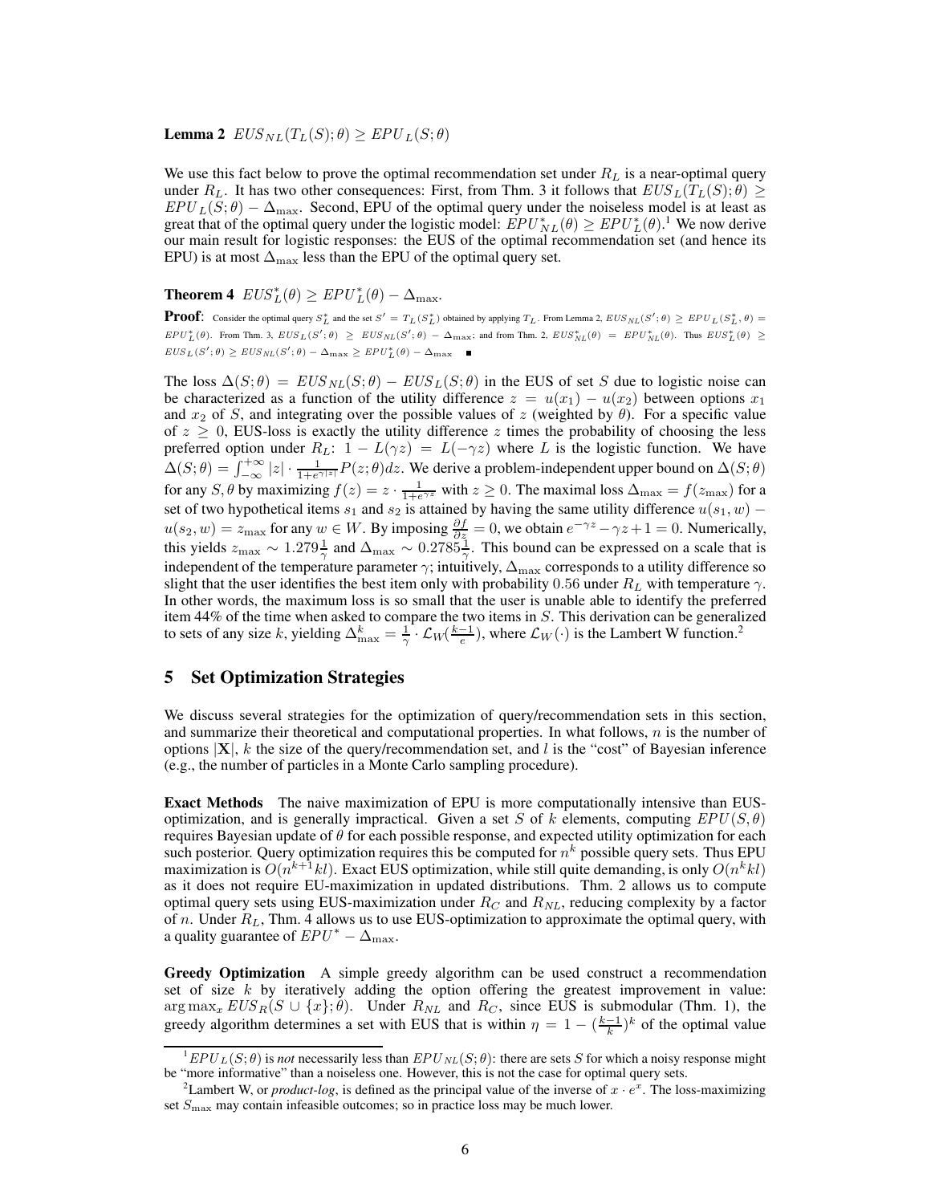**Lemma 2** $EUS_{NL}(T_L(S);\theta) \geq EPU_L(S;\theta)$

We use this fact below to prove the optimal recommendation set under $R_L$ is a near-optimal query under $R_L$. It has two other consequences: First, from Thm. 3 it follows that $EUS_L(T_L(S);\theta) \geq EPU_L(S;\theta) - \Delta_{\max}$. Second, EPU of the optimal query under the noiseless model is at least as great that of the optimal query under the logistic model: $EPU^*_{NL}(\theta) \geq EPU^*_L(\theta)$.[1] We now derive our main result for logistic responses: the EUS of the optimal recommendation set (and hence its EPU) is at most $\Delta_{\max}$ less than the EPU of the optimal query set.

**Theorem 4** $EUS^*_L(\theta) \geq EPU^*_L(\theta) - \Delta_{\max}$.

**Proof**: Consider the optimal query $S^*_L$ and the set $S' = T_L(S^*_L)$ obtained by applying $T_L$. From Lemma 2, $EUS_{NL}(S';\theta) \geq EPU_L(S^*_L, \theta) = EPU^*_L(\theta)$. From Thm. 3, $EUS_L(S';\theta) \geq EUS_{NL}(S';\theta) - \Delta_{\max}$; and from Thm. 2, $EUS^*_{NL}(\theta) = EPU^*_{NL}(\theta)$. Thus $EUS^*_L(\theta) \geq EUS_L(S';\theta) \geq EUS_{NL}(S';\theta) - \Delta_{\max} \geq EPU^*_L(\theta) - \Delta_{\max}$ ■

The loss $\Delta(S;\theta) = EUS_{NL}(S;\theta) - EUS_L(S;\theta)$ in the EUS of set $S$ due to logistic noise can be characterized as a function of the utility difference $z = u(x_1) - u(x_2)$ between options $x_1$ and $x_2$ of $S$, and integrating over the possible values of $z$ (weighted by $\theta$). For a specific value of $z \geq 0$, EUS-loss is exactly the utility difference $z$ times the probability of choosing the less preferred option under $R_L$: $1 - L(\gamma z) = L(-\gamma z)$ where $L$ is the logistic function. We have $\Delta(S;\theta) = \int_{-\infty}^{+\infty} |z| \cdot \frac{1}{1+e^{\gamma|z|}} P(z;\theta) dz$. We derive a problem-independent upper bound on $\Delta(S;\theta)$ for any $S, \theta$ by maximizing $f(z) = z \cdot \frac{1}{1+e^{\gamma z}}$ with $z \geq 0$. The maximal loss $\Delta_{\max} = f(z_{\max})$ for a set of two hypothetical items $s_1$ and $s_2$ is attained by having the same utility difference $u(s_1, w) - u(s_2, w) = z_{\max}$ for any $w \in W$. By imposing $\frac{\partial f}{\partial z} = 0$, we obtain $e^{-\gamma z} - \gamma z + 1 = 0$. Numerically, this yields $z_{\max} \sim 1.279 \frac{1}{\gamma}$ and $\Delta_{\max} \sim 0.2785 \frac{1}{\gamma}$. This bound can be expressed on a scale that is independent of the temperature parameter $\gamma$; intuitively, $\Delta_{\max}$ corresponds to a utility difference so slight that the user identifies the best item only with probability 0.56 under $R_L$ with temperature $\gamma$. In other words, the maximum loss is so small that the user is unable able to identify the preferred item 44% of the time when asked to compare the two items in $S$. This derivation can be generalized to sets of any size $k$, yielding $\Delta^k_{\max} = \frac{1}{\gamma} \cdot \mathcal{L}_W(\frac{k-1}{e})$, where $\mathcal{L}_W(\cdot)$ is the Lambert W function.[2]

## 5 Set Optimization Strategies

We discuss several strategies for the optimization of query/recommendation sets in this section, and summarize their theoretical and computational properties. In what follows, $n$ is the number of options $|\mathbf{X}|$, $k$ the size of the query/recommendation set, and $l$ is the "cost" of Bayesian inference (e.g., the number of particles in a Monte Carlo sampling procedure).

**Exact Methods** The naive maximization of EPU is more computationally intensive than EUS-optimization, and is generally impractical. Given a set $S$ of $k$ elements, computing $EPU(S, \theta)$ requires Bayesian update of $\theta$ for each possible response, and expected utility optimization for each such posterior. Query optimization requires this be computed for $n^k$ possible query sets. Thus EPU maximization is $O(n^{k+1}kl)$. Exact EUS optimization, while still quite demanding, is only $O(n^k kl)$ as it does not require EU-maximization in updated distributions. Thm. 2 allows us to compute optimal query sets using EUS-maximization under $R_C$ and $R_{NL}$, reducing complexity by a factor of $n$. Under $R_L$, Thm. 4 allows us to use EUS-optimization to approximate the optimal query, with a quality guarantee of $EPU^* - \Delta_{\max}$.

**Greedy Optimization** A simple greedy algorithm can be used construct a recommendation set of size $k$ by iteratively adding the option offering the greatest improvement in value: $\arg\max_x EUS_R(S \cup \{x\};\theta)$. Under $R_{NL}$ and $R_C$, since EUS is submodular (Thm. 1), the greedy algorithm determines a set with EUS that is within $\eta = 1 - (\frac{k-1}{k})^k$ of the optimal value

---

[1] $EPU_L(S;\theta)$ is *not* necessarily less than $EPU_{NL}(S;\theta)$: there are sets $S$ for which a noisy response might be "more informative" than a noiseless one. However, this is not the case for optimal query sets.

[2] Lambert W, or *product-log*, is defined as the principal value of the inverse of $x \cdot e^x$. The loss-maximizing set $S_{\max}$ may contain infeasible outcomes; so in practice loss may be much lower.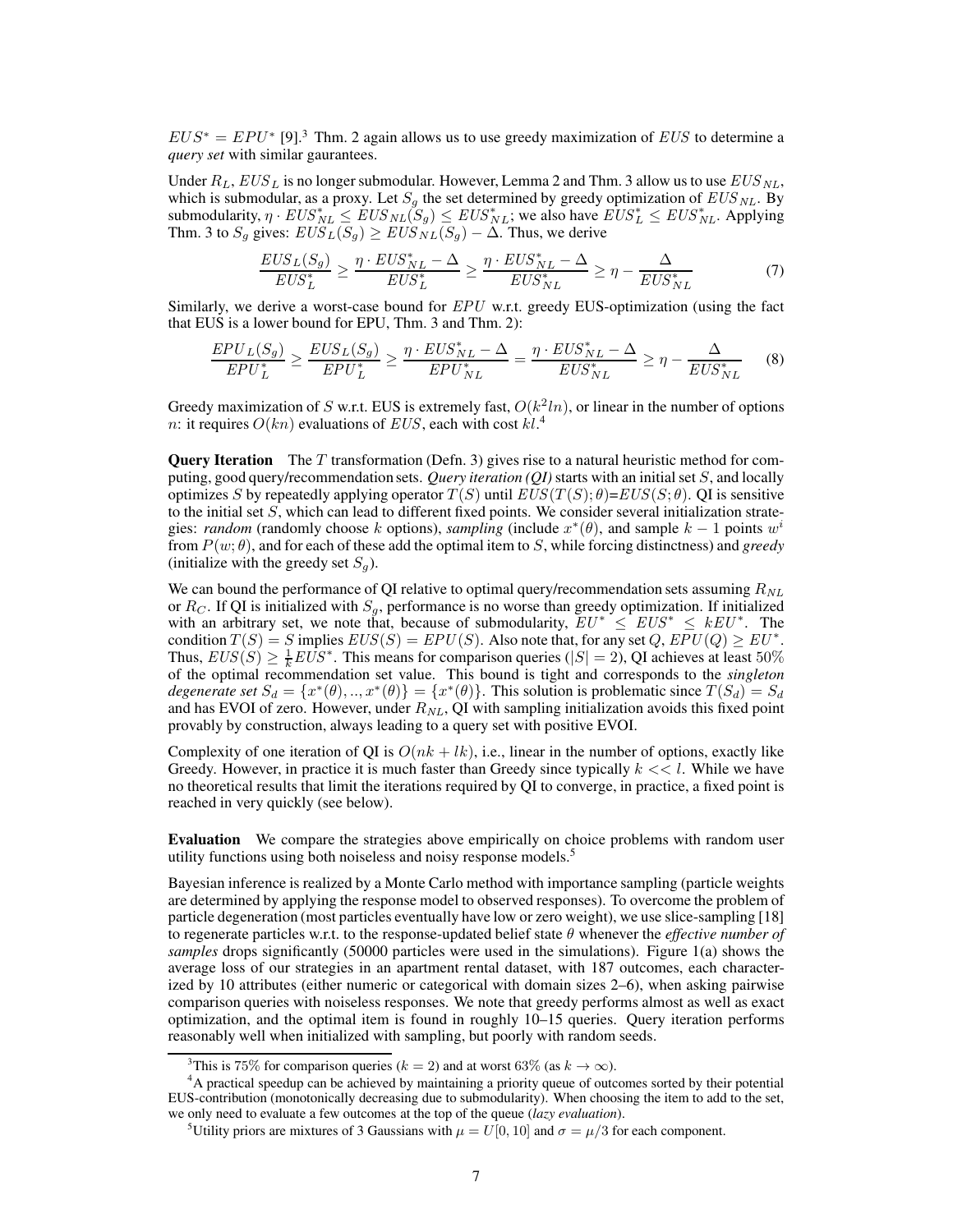$EUS^* = EPU^*$ [9].[3] Thm. 2 again allows us to use greedy maximization of $EUS$ to determine a *query set* with similar gaurantees.

Under $R_L$, $EUS_L$ is no longer submodular. However, Lemma 2 and Thm. 3 allow us to use $EUS_{NL}$, which is submodular, as a proxy. Let $S_g$ the set determined by greedy optimization of $EUS_{NL}$. By submodularity, $\eta \cdot EUS^*_{NL} \leq EUS_{NL}(S_g) \leq EUS^*_{NL}$; we also have $EUS^*_L \leq EUS^*_{NL}$. Applying Thm. 3 to $S_g$ gives: $EUS_L(S_g) \geq EUS_{NL}(S_g) - \Delta$. Thus, we derive

$$\frac{EUS_L(S_g)}{EUS^*_L} \geq \frac{\eta \cdot EUS^*_{NL} - \Delta}{EUS^*_L} \geq \frac{\eta \cdot EUS^*_{NL} - \Delta}{EUS^*_{NL}} \geq \eta - \frac{\Delta}{EUS^*_{NL}} \tag{7}$$

Similarly, we derive a worst-case bound for $EPU$ w.r.t. greedy EUS-optimization (using the fact that EUS is a lower bound for EPU, Thm. 3 and Thm. 2):

$$\frac{EPU_L(S_g)}{EPU^*_L} \geq \frac{EUS_L(S_g)}{EPU^*_L} \geq \frac{\eta \cdot EUS^*_{NL} - \Delta}{EPU^*_{NL}} = \frac{\eta \cdot EUS^*_{NL} - \Delta}{EUS^*_{NL}} \geq \eta - \frac{\Delta}{EUS^*_{NL}} \tag{8}$$

Greedy maximization of $S$ w.r.t. EUS is extremely fast, $O(k^2 ln)$, or linear in the number of options $n$: it requires $O(kn)$ evaluations of $EUS$, each with cost $kl$.[4]

**Query Iteration** The $T$ transformation (Defn. 3) gives rise to a natural heuristic method for computing, good query/recommendation sets. *Query iteration (QI)* starts with an initial set $S$, and locally optimizes $S$ by repeatedly applying operator $T(S)$ until $EUS(T(S);\theta)$=$EUS(S;\theta)$. QI is sensitive to the initial set $S$, which can lead to different fixed points. We consider several initialization strategies: *random* (randomly choose $k$ options), *sampling* (include $x^*(\theta)$, and sample $k-1$ points $w^i$ from $P(w;\theta)$, and for each of these add the optimal item to $S$, while forcing distinctness) and *greedy* (initialize with the greedy set $S_g$).

We can bound the performance of QI relative to optimal query/recommendation sets assuming $R_{NL}$ or $R_C$. If QI is initialized with $S_g$, performance is no worse than greedy optimization. If initialized with an arbitrary set, we note that, because of submodularity, $EU^* \leq EUS^* \leq kEU^*$. The condition $T(S) = S$ implies $EUS(S) = EPU(S)$. Also note that, for any set $Q$, $EPU(Q) \geq EU^*$. Thus, $EUS(S) \geq \frac{1}{k} EUS^*$. This means for comparison queries ($|S| = 2$), QI achieves at least 50% of the optimal recommendation set value. This bound is tight and corresponds to the *singleton degenerate set* $S_d = \{x^*(\theta), .., x^*(\theta)\} = \{x^*(\theta)\}$. This solution is problematic since $T(S_d) = S_d$ and has EVOI of zero. However, under $R_{NL}$, QI with sampling initialization avoids this fixed point provably by construction, always leading to a query set with positive EVOI.

Complexity of one iteration of QI is $O(nk + lk)$, i.e., linear in the number of options, exactly like Greedy. However, in practice it is much faster than Greedy since typically $k << l$. While we have no theoretical results that limit the iterations required by QI to converge, in practice, a fixed point is reached in very quickly (see below).

**Evaluation** We compare the strategies above empirically on choice problems with random user utility functions using both noiseless and noisy response models.[5]

Bayesian inference is realized by a Monte Carlo method with importance sampling (particle weights are determined by applying the response model to observed responses). To overcome the problem of particle degeneration (most particles eventually have low or zero weight), we use slice-sampling [18] to regenerate particles w.r.t. to the response-updated belief state $\theta$ whenever the *effective number of samples* drops significantly (50000 particles were used in the simulations). Figure 1(a) shows the average loss of our strategies in an apartment rental dataset, with 187 outcomes, each characterized by 10 attributes (either numeric or categorical with domain sizes 2–6), when asking pairwise comparison queries with noiseless responses. We note that greedy performs almost as well as exact optimization, and the optimal item is found in roughly 10–15 queries. Query iteration performs reasonably well when initialized with sampling, but poorly with random seeds.

[3] This is 75% for comparison queries ($k = 2$) and at worst 63% (as $k \to \infty$).

[4] A practical speedup can be achieved by maintaining a priority queue of outcomes sorted by their potential EUS-contribution (monotonically decreasing due to submodularity). When choosing the item to add to the set, we only need to evaluate a few outcomes at the top of the queue (*lazy evaluation*).

[5] Utility priors are mixtures of 3 Gaussians with $\mu = U[0, 10]$ and $\sigma = \mu/3$ for each component.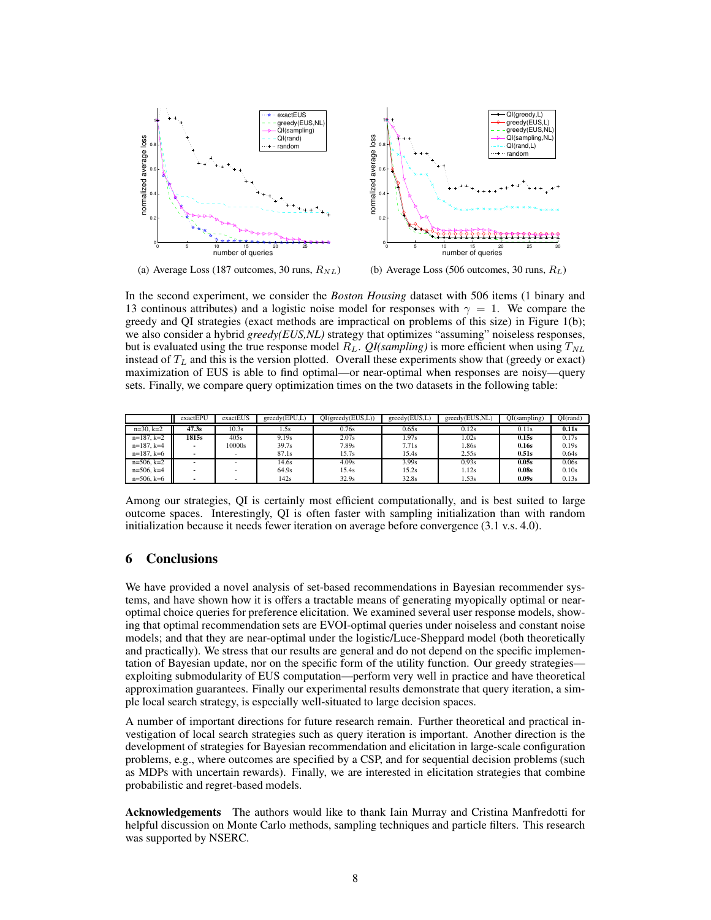(a) Average Loss (187 outcomes, 30 runs, $R_{NL}$)

(b) Average Loss (506 outcomes, 30 runs, $R_L$)

In the second experiment, we consider the ***Boston Housing*** dataset with 506 items (1 binary and 13 continous attributes) and a logistic noise model for responses with $\gamma = 1$. We compare the greedy and QI strategies (exact methods are impractical on problems of this size) in Figure 1(b); we also consider a hybrid *greedy(EUS,NL)* strategy that optimizes "assuming" noiseless responses, but is evaluated using the true response model $R_L$. ***QI(sampling)*** is more efficient when using $T_{NL}$ instead of $T_L$ and this is the version plotted. Overall these experiments show that (greedy or exact) maximization of EUS is able to find optimal—or near-optimal when responses are noisy—query sets. Finally, we compare query optimization times on the two datasets in the following table:

| | exactEPU | exactEUS | greedy(EPU,L) | QI(greedy(EUS,L)) | greedy(EUS,L) | greedy(EUS,NL) | QI(sampling) | QI(rand) |
|---|---|---|---|---|---|---|---|---|
| n=30, k=2 | **47.3s** | 10.3s | 1.5s | 0.76s | 0.65s | 0.12s | 0.11s | **0.11s** |
| n=187, k=2 | **1815s** | 405s | 9.19s | 2.07s | 1.97s | 1.02s | **0.15s** | 0.17s |
| n=187, k=4 | - | 10000s | 39.7s | 7.89s | 7.71s | 1.86s | **0.16s** | 0.19s |
| n=187, k=6 | - | - | 87.1s | 15.7s | 15.4s | 2.55s | **0.51s** | 0.64s |
| n=506, k=2 | - | - | 14.6s | 4.09s | 3.99s | 0.93s | **0.05s** | 0.06s |
| n=506, k=4 | - | - | 64.9s | 15.4s | 15.2s | 1.12s | **0.08s** | 0.10s |
| n=506, k=6 | - | - | 142s | 32.9s | 32.8s | 1.53s | **0.09s** | 0.13s |

Among our strategies, QI is certainly most efficient computationally, and is best suited to large outcome spaces. Interestingly, QI is often faster with sampling initialization than with random initialization because it needs fewer iteration on average before convergence (3.1 v.s. 4.0).

## 6 Conclusions

We have provided a novel analysis of set-based recommendations in Bayesian recommender systems, and have shown how it is offers a tractable means of generating myopically optimal or near-optimal choice queries for preference elicitation. We examined several user response models, showing that optimal recommendation sets are EVOI-optimal queries under noiseless and constant noise models; and that they are near-optimal under the logistic/Luce-Sheppard model (both theoretically and practically). We stress that our results are general and do not depend on the specific implementation of Bayesian update, nor on the specific form of the utility function. Our greedy strategies—exploiting submodularity of EUS computation—perform very well in practice and have theoretical approximation guarantees. Finally our experimental results demonstrate that query iteration, a simple local search strategy, is especially well-situated to large decision spaces.

A number of important directions for future research remain. Further theoretical and practical investigation of local search strategies such as query iteration is important. Another direction is the development of strategies for Bayesian recommendation and elicitation in large-scale configuration problems, e.g., where outcomes are specified by a CSP, and for sequential decision problems (such as MDPs with uncertain rewards). Finally, we are interested in elicitation strategies that combine probabilistic and regret-based models.

**Acknowledgements** The authors would like to thank Iain Murray and Cristina Manfredotti for helpful discussion on Monte Carlo methods, sampling techniques and particle filters. This research was supported by NSERC.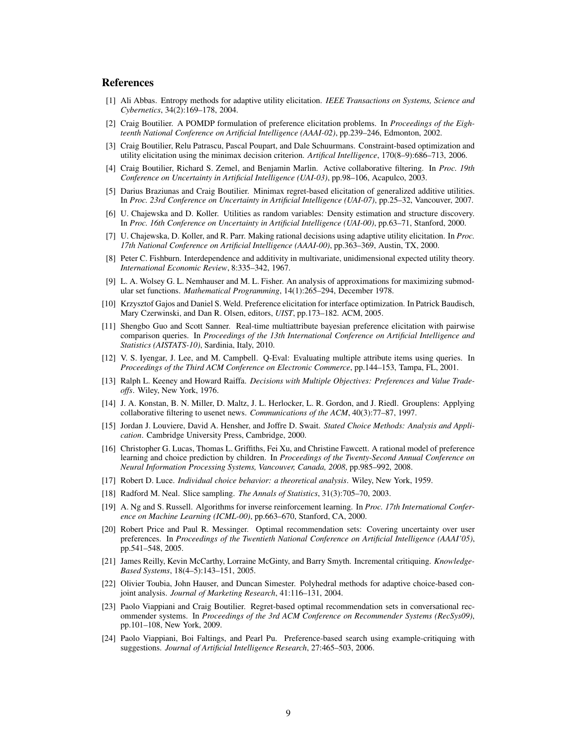## References

[1] Ali Abbas. Entropy methods for adaptive utility elicitation. *IEEE Transactions on Systems, Science and Cybernetics*, 34(2):169–178, 2004.

[2] Craig Boutilier. A POMDP formulation of preference elicitation problems. In *Proceedings of the Eighteenth National Conference on Artificial Intelligence (AAAI-02)*, pp.239–246, Edmonton, 2002.

[3] Craig Boutilier, Relu Patrascu, Pascal Poupart, and Dale Schuurmans. Constraint-based optimization and utility elicitation using the minimax decision criterion. *Artifical Intelligence*, 170(8–9):686–713, 2006.

[4] Craig Boutilier, Richard S. Zemel, and Benjamin Marlin. Active collaborative filtering. In *Proc. 19th Conference on Uncertainty in Artificial Intelligence (UAI-03)*, pp.98–106, Acapulco, 2003.

[5] Darius Braziunas and Craig Boutilier. Minimax regret-based elicitation of generalized additive utilities. In *Proc. 23rd Conference on Uncertainty in Artificial Intelligence (UAI-07)*, pp.25–32, Vancouver, 2007.

[6] U. Chajewska and D. Koller. Utilities as random variables: Density estimation and structure discovery. In *Proc. 16th Conference on Uncertainty in Artificial Intelligence (UAI-00)*, pp.63–71, Stanford, 2000.

[7] U. Chajewska, D. Koller, and R. Parr. Making rational decisions using adaptive utility elicitation. In *Proc. 17th National Conference on Artificial Intelligence (AAAI-00)*, pp.363–369, Austin, TX, 2000.

[8] Peter C. Fishburn. Interdependence and additivity in multivariate, unidimensional expected utility theory. *International Economic Review*, 8:335–342, 1967.

[9] L. A. Wolsey G. L. Nemhauser and M. L. Fisher. An analysis of approximations for maximizing submodular set functions. *Mathematical Programming*, 14(1):265–294, December 1978.

[10] Krzysztof Gajos and Daniel S. Weld. Preference elicitation for interface optimization. In Patrick Baudisch, Mary Czerwinski, and Dan R. Olsen, editors, *UIST*, pp.173–182. ACM, 2005.

[11] Shengbo Guo and Scott Sanner. Real-time multiattribute bayesian preference elicitation with pairwise comparison queries. In *Proceedings of the 13th International Conference on Artificial Intelligence and Statistics (AISTATS-10)*, Sardinia, Italy, 2010.

[12] V. S. Iyengar, J. Lee, and M. Campbell. Q-Eval: Evaluating multiple attribute items using queries. In *Proceedings of the Third ACM Conference on Electronic Commerce*, pp.144–153, Tampa, FL, 2001.

[13] Ralph L. Keeney and Howard Raiffa. *Decisions with Multiple Objectives: Preferences and Value Tradeoffs*. Wiley, New York, 1976.

[14] J. A. Konstan, B. N. Miller, D. Maltz, J. L. Herlocker, L. R. Gordon, and J. Riedl. Grouplens: Applying collaborative filtering to usenet news. *Communications of the ACM*, 40(3):77–87, 1997.

[15] Jordan J. Louviere, David A. Hensher, and Joffre D. Swait. *Stated Choice Methods: Analysis and Application*. Cambridge University Press, Cambridge, 2000.

[16] Christopher G. Lucas, Thomas L. Griffiths, Fei Xu, and Christine Fawcett. A rational model of preference learning and choice prediction by children. In *Proceedings of the Twenty-Second Annual Conference on Neural Information Processing Systems, Vancouver, Canada, 2008*, pp.985–992, 2008.

[17] Robert D. Luce. *Individual choice behavior: a theoretical analysis*. Wiley, New York, 1959.

[18] Radford M. Neal. Slice sampling. *The Annals of Statistics*, 31(3):705–70, 2003.

[19] A. Ng and S. Russell. Algorithms for inverse reinforcement learning. In *Proc. 17th International Conference on Machine Learning (ICML-00)*, pp.663–670, Stanford, CA, 2000.

[20] Robert Price and Paul R. Messinger. Optimal recommendation sets: Covering uncertainty over user preferences. In *Proceedings of the Twentieth National Conference on Artificial Intelligence (AAAI'05)*, pp.541–548, 2005.

[21] James Reilly, Kevin McCarthy, Lorraine McGinty, and Barry Smyth. Incremental critiquing. *Knowledge-Based Systems*, 18(4–5):143–151, 2005.

[22] Olivier Toubia, John Hauser, and Duncan Simester. Polyhedral methods for adaptive choice-based conjoint analysis. *Journal of Marketing Research*, 41:116–131, 2004.

[23] Paolo Viappiani and Craig Boutilier. Regret-based optimal recommendation sets in conversational recommender systems. In *Proceedings of the 3rd ACM Conference on Recommender Systems (RecSys09)*, pp.101–108, New York, 2009.

[24] Paolo Viappiani, Boi Faltings, and Pearl Pu. Preference-based search using example-critiquing with suggestions. *Journal of Artificial Intelligence Research*, 27:465–503, 2006.